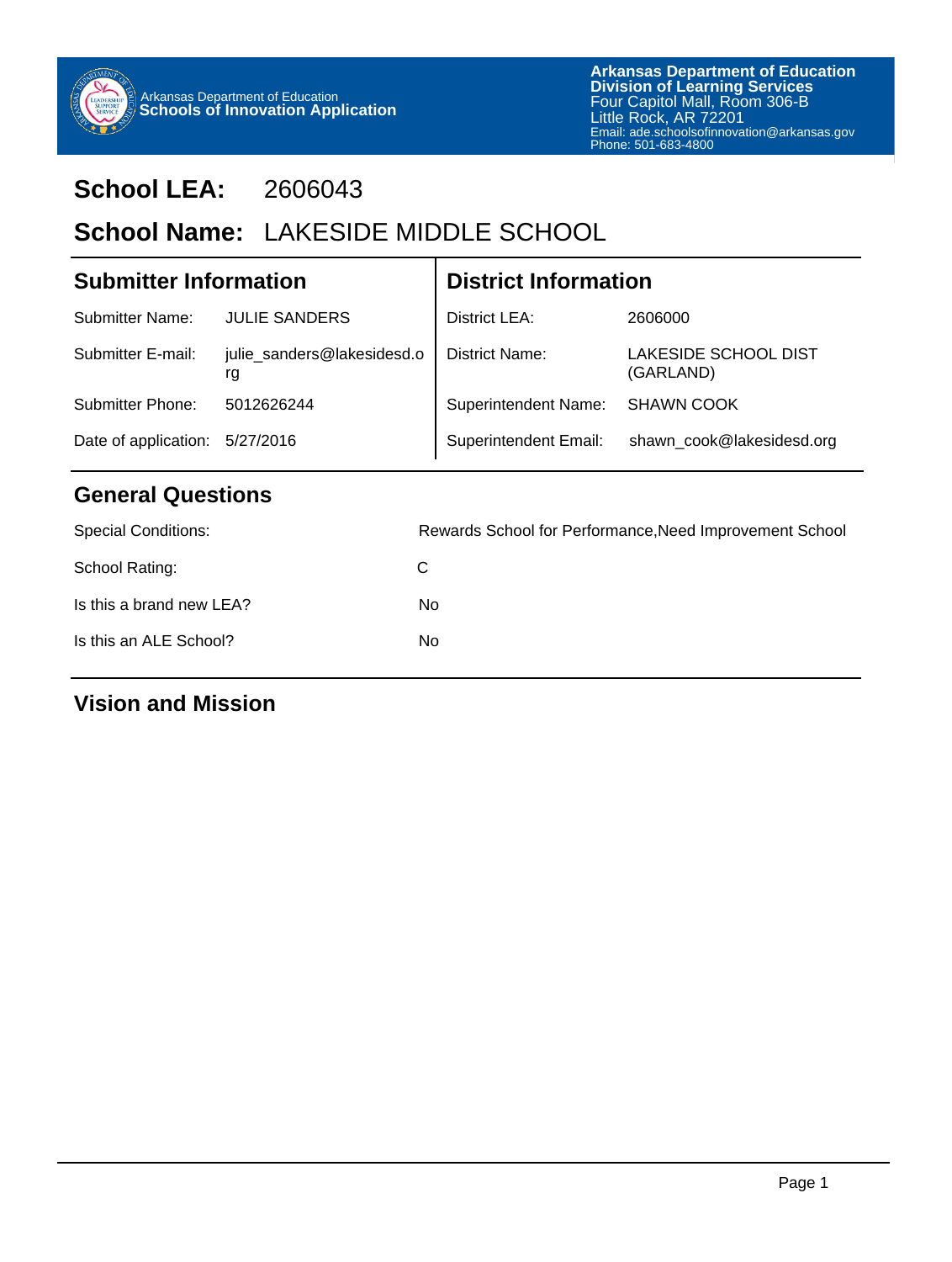Arkansas Department of Education
**Schools of Innovation Application**

**Arkansas Department of Education**
**Division of Learning Services**
Four Capitol Mall, Room 306-B
Little Rock, AR 72201
Email: ade.schoolsofinnovation@arkansas.gov
Phone: 501-683-4800

# School LEA: 2606043

# School Name: LAKESIDE MIDDLE SCHOOL

## Submitter Information

| | |
|---|---|
| Submitter Name: | JULIE SANDERS |
| Submitter E-mail: | julie_sanders@lakesidesd.org |
| Submitter Phone: | 5012626244 |
| Date of application: | 5/27/2016 |

## District Information

| | |
|---|---|
| District LEA: | 2606000 |
| District Name: | LAKESIDE SCHOOL DIST (GARLAND) |
| Superintendent Name: | SHAWN COOK |
| Superintendent Email: | shawn_cook@lakesidesd.org |

## General Questions

| | |
|---|---|
| Special Conditions: | Rewards School for Performance,Need Improvement School |
| School Rating: | C |
| Is this a brand new LEA? | No |
| Is this an ALE School? | No |

## Vision and Mission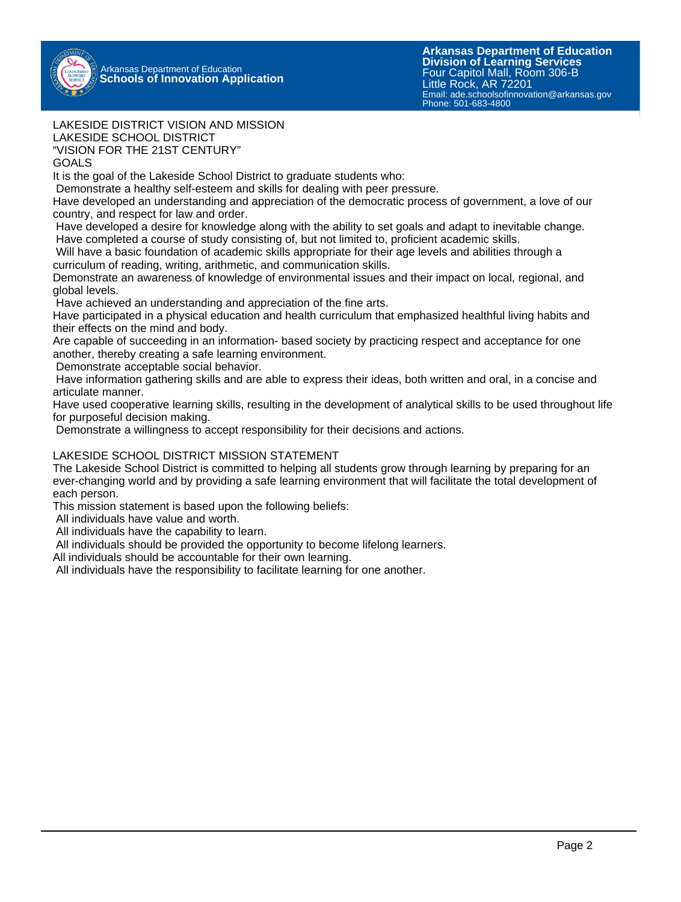LAKESIDE DISTRICT VISION AND MISSION
LAKESIDE SCHOOL DISTRICT
"VISION FOR THE 21ST CENTURY"
GOALS

It is the goal of the Lakeside School District to graduate students who:

- Demonstrate a healthy self-esteem and skills for dealing with peer pressure.
- Have developed an understanding and appreciation of the democratic process of government, a love of our country, and respect for law and order.
- Have developed a desire for knowledge along with the ability to set goals and adapt to inevitable change.
- Have completed a course of study consisting of, but not limited to, proficient academic skills.
- Will have a basic foundation of academic skills appropriate for their age levels and abilities through a curriculum of reading, writing, arithmetic, and communication skills.
- Demonstrate an awareness of knowledge of environmental issues and their impact on local, regional, and global levels.
- Have achieved an understanding and appreciation of the fine arts.
- Have participated in a physical education and health curriculum that emphasized healthful living habits and their effects on the mind and body.
- Are capable of succeeding in an information- based society by practicing respect and acceptance for one another, thereby creating a safe learning environment.
- Demonstrate acceptable social behavior.
- Have information gathering skills and are able to express their ideas, both written and oral, in a concise and articulate manner.
- Have used cooperative learning skills, resulting in the development of analytical skills to be used throughout life for purposeful decision making.
- Demonstrate a willingness to accept responsibility for their decisions and actions.

LAKESIDE SCHOOL DISTRICT MISSION STATEMENT

The Lakeside School District is committed to helping all students grow through learning by preparing for an ever-changing world and by providing a safe learning environment that will facilitate the total development of each person.

This mission statement is based upon the following beliefs:

- All individuals have value and worth.
- All individuals have the capability to learn.
- All individuals should be provided the opportunity to become lifelong learners.
- All individuals should be accountable for their own learning.
- All individuals have the responsibility to facilitate learning for one another.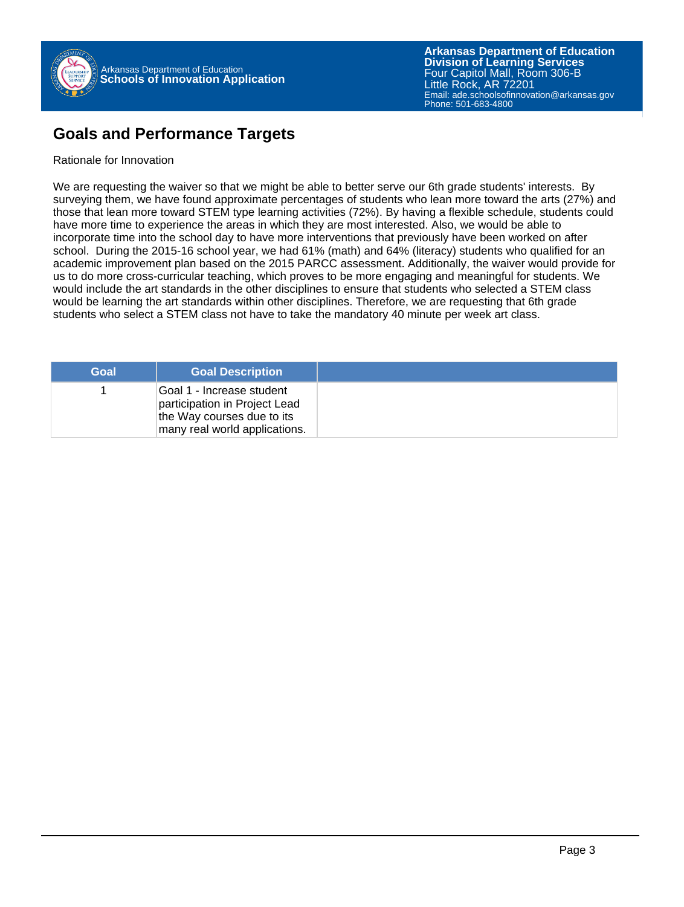## Goals and Performance Targets

Rationale for Innovation

We are requesting the waiver so that we might be able to better serve our 6th grade students' interests. By surveying them, we have found approximate percentages of students who lean more toward the arts (27%) and those that lean more toward STEM type learning activities (72%). By having a flexible schedule, students could have more time to experience the areas in which they are most interested. Also, we would be able to incorporate time into the school day to have more interventions that previously have been worked on after school. During the 2015-16 school year, we had 61% (math) and 64% (literacy) students who qualified for an academic improvement plan based on the 2015 PARCC assessment. Additionally, the waiver would provide for us to do more cross-curricular teaching, which proves to be more engaging and meaningful for students. We would include the art standards in the other disciplines to ensure that students who selected a STEM class would be learning the art standards within other disciplines. Therefore, we are requesting that 6th grade students who select a STEM class not have to take the mandatory 40 minute per week art class.

| Goal | Goal Description | |
|---|---|---|
| 1 | Goal 1 - Increase student participation in Project Lead the Way courses due to its many real world applications. | |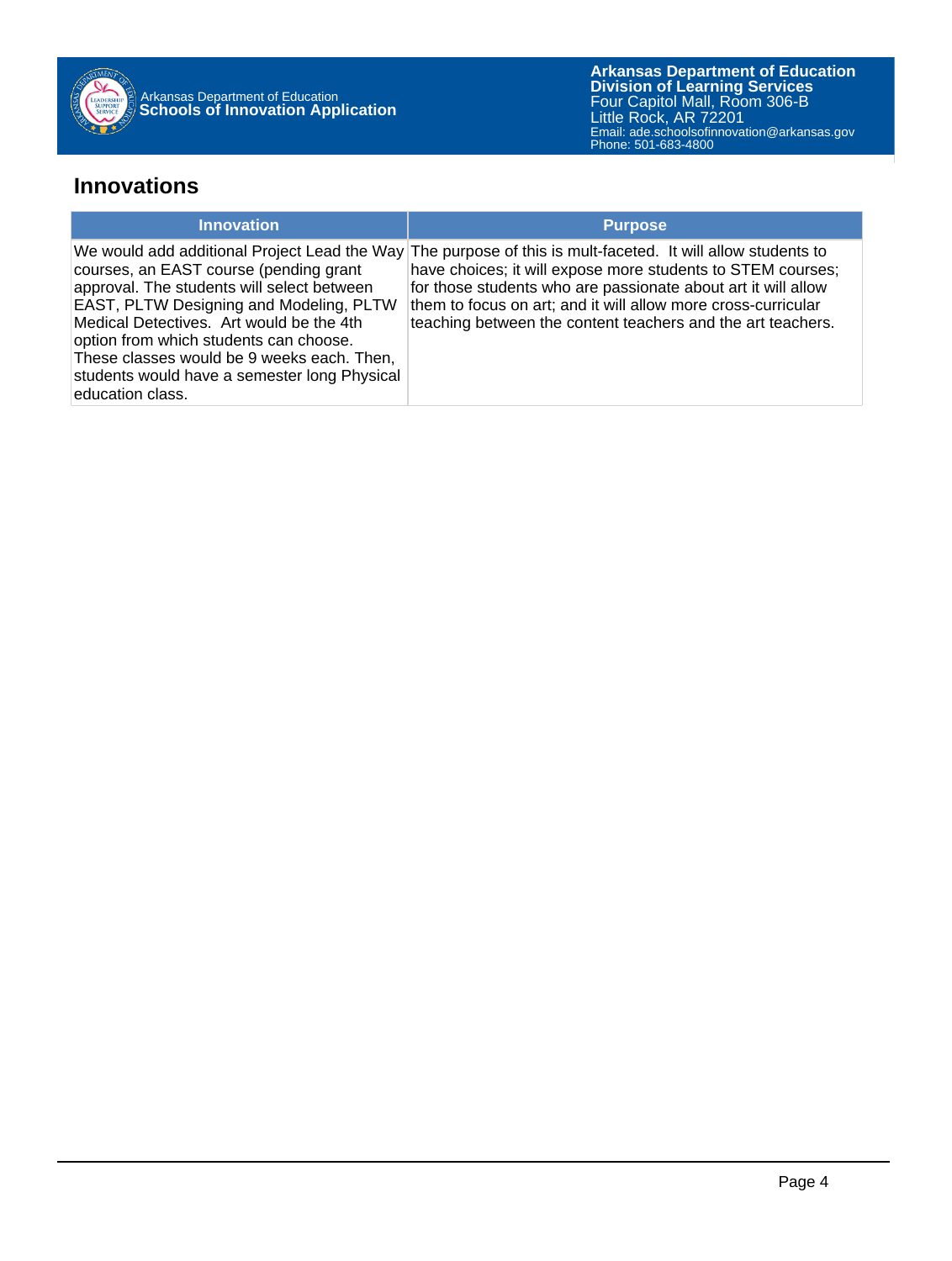## Innovations

| Innovation | Purpose |
| --- | --- |
| We would add additional Project Lead the Way courses, an EAST course (pending grant approval. The students will select between EAST, PLTW Designing and Modeling, PLTW Medical Detectives. Art would be the 4th option from which students can choose. These classes would be 9 weeks each. Then, students would have a semester long Physical education class. | The purpose of this is mult-faceted. It will allow students to have choices; it will expose more students to STEM courses; for those students who are passionate about art it will allow them to focus on art; and it will allow more cross-curricular teaching between the content teachers and the art teachers. |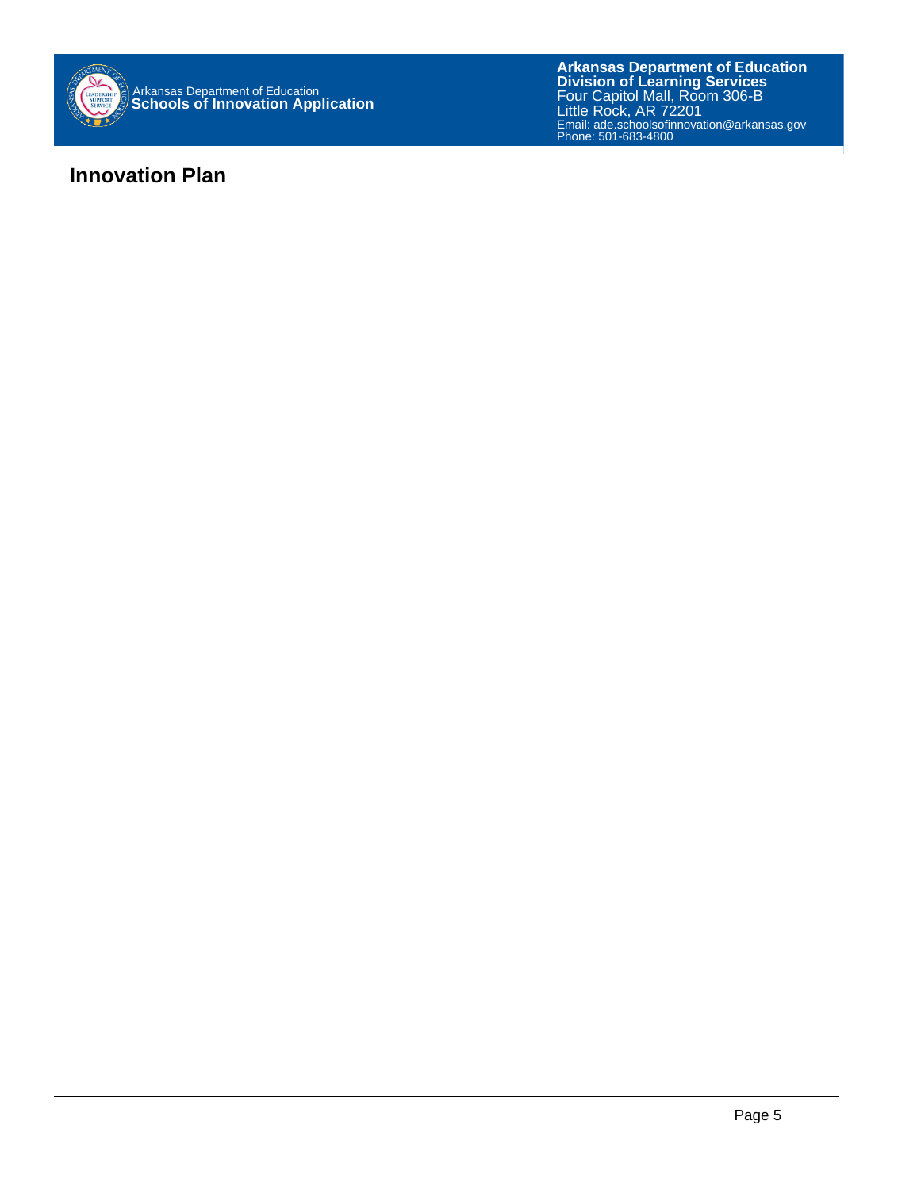# Innovation Plan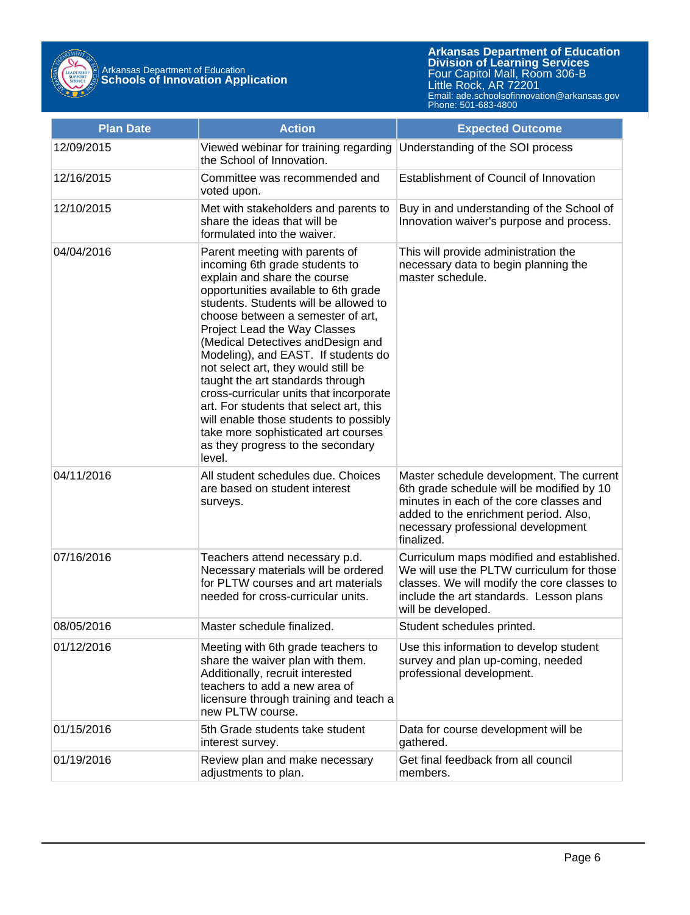| Plan Date | Action | Expected Outcome |
| --- | --- | --- |
| 12/09/2015 | Viewed webinar for training regarding the School of Innovation. | Understanding of the SOI process |
| 12/16/2015 | Committee was recommended and voted upon. | Establishment of Council of Innovation |
| 12/10/2015 | Met with stakeholders and parents to share the ideas that will be formulated into the waiver. | Buy in and understanding of the School of Innovation waiver's purpose and process. |
| 04/04/2016 | Parent meeting with parents of incoming 6th grade students to explain and share the course opportunities available to 6th grade students. Students will be allowed to choose between a semester of art, Project Lead the Way Classes (Medical Detectives andDesign and Modeling), and EAST. If students do not select art, they would still be taught the art standards through cross-curricular units that incorporate art. For students that select art, this will enable those students to possibly take more sophisticated art courses as they progress to the secondary level. | This will provide administration the necessary data to begin planning the master schedule. |
| 04/11/2016 | All student schedules due. Choices are based on student interest surveys. | Master schedule development. The current 6th grade schedule will be modified by 10 minutes in each of the core classes and added to the enrichment period. Also, necessary professional development finalized. |
| 07/16/2016 | Teachers attend necessary p.d. Necessary materials will be ordered for PLTW courses and art materials needed for cross-curricular units. | Curriculum maps modified and established. We will use the PLTW curriculum for those classes. We will modify the core classes to include the art standards. Lesson plans will be developed. |
| 08/05/2016 | Master schedule finalized. | Student schedules printed. |
| 01/12/2016 | Meeting with 6th grade teachers to share the waiver plan with them. Additionally, recruit interested teachers to add a new area of licensure through training and teach a new PLTW course. | Use this information to develop student survey and plan up-coming, needed professional development. |
| 01/15/2016 | 5th Grade students take student interest survey. | Data for course development will be gathered. |
| 01/19/2016 | Review plan and make necessary adjustments to plan. | Get final feedback from all council members. |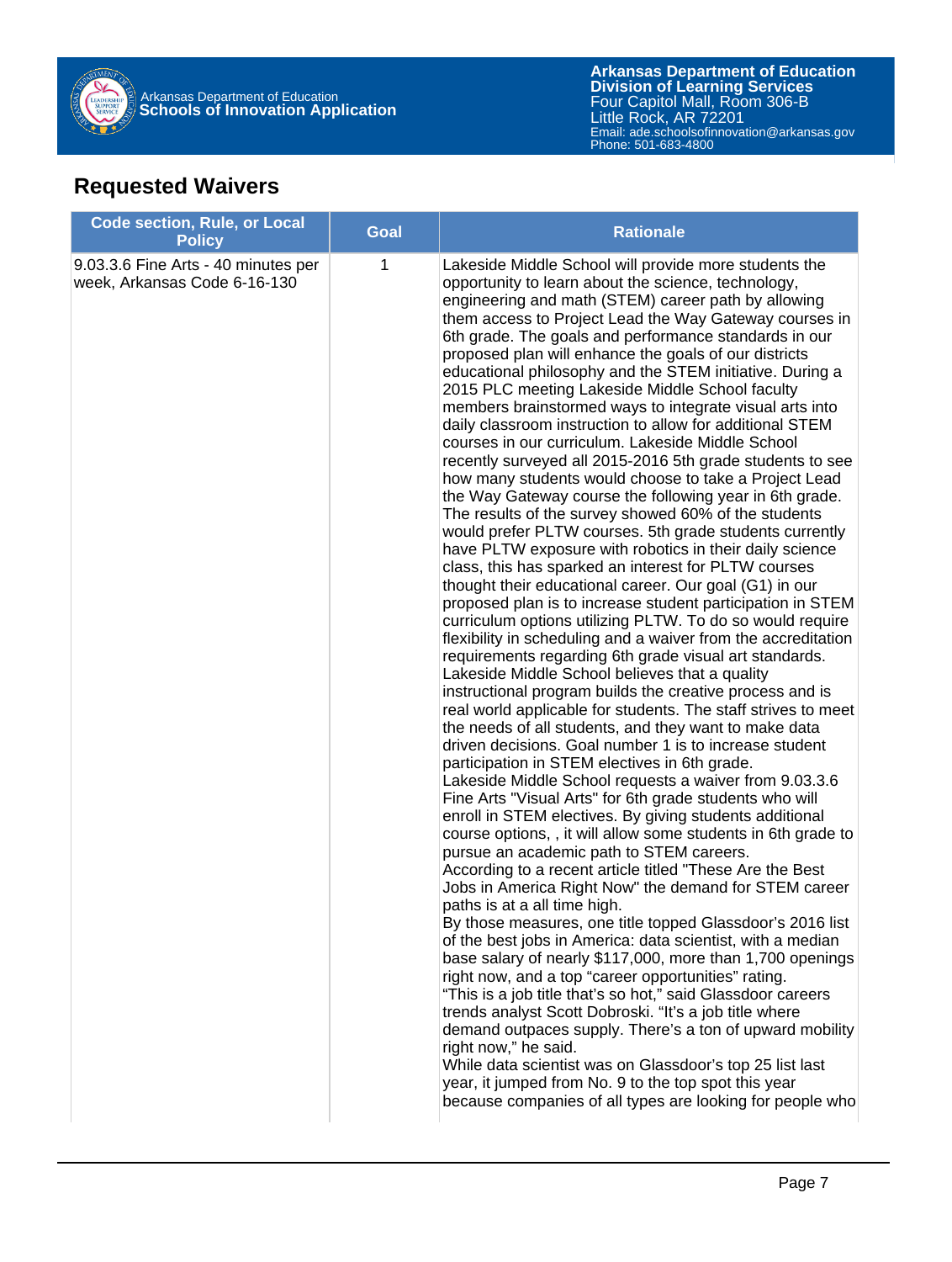## Requested Waivers

| Code section, Rule, or Local Policy | Goal | Rationale |
| --- | --- | --- |
| 9.03.3.6 Fine Arts - 40 minutes per week, Arkansas Code 6-16-130 | 1 | Lakeside Middle School will provide more students the opportunity to learn about the science, technology, engineering and math (STEM) career path by allowing them access to Project Lead the Way Gateway courses in 6th grade. The goals and performance standards in our proposed plan will enhance the goals of our districts educational philosophy and the STEM initiative. During a 2015 PLC meeting Lakeside Middle School faculty members brainstormed ways to integrate visual arts into daily classroom instruction to allow for additional STEM courses in our curriculum. Lakeside Middle School recently surveyed all 2015-2016 5th grade students to see how many students would choose to take a Project Lead the Way Gateway course the following year in 6th grade. The results of the survey showed 60% of the students would prefer PLTW courses. 5th grade students currently have PLTW exposure with robotics in their daily science class, this has sparked an interest for PLTW courses thought their educational career. Our goal (G1) in our proposed plan is to increase student participation in STEM curriculum options utilizing PLTW. To do so would require flexibility in scheduling and a waiver from the accreditation requirements regarding 6th grade visual art standards. Lakeside Middle School believes that a quality instructional program builds the creative process and is real world applicable for students. The staff strives to meet the needs of all students, and they want to make data driven decisions. Goal number 1 is to increase student participation in STEM electives in 6th grade.<br>Lakeside Middle School requests a waiver from 9.03.3.6 Fine Arts "Visual Arts" for 6th grade students who will enroll in STEM electives. By giving students additional course options, , it will allow some students in 6th grade to pursue an academic path to STEM careers.<br>According to a recent article titled "These Are the Best Jobs in America Right Now" the demand for STEM career paths is at a all time high.<br>By those measures, one title topped Glassdoor's 2016 list of the best jobs in America: data scientist, with a median base salary of nearly $117,000, more than 1,700 openings right now, and a top "career opportunities" rating.<br>"This is a job title that's so hot," said Glassdoor careers trends analyst Scott Dobroski. "It's a job title where demand outpaces supply. There's a ton of upward mobility right now," he said.<br>While data scientist was on Glassdoor's top 25 list last year, it jumped from No. 9 to the top spot this year because companies of all types are looking for people who |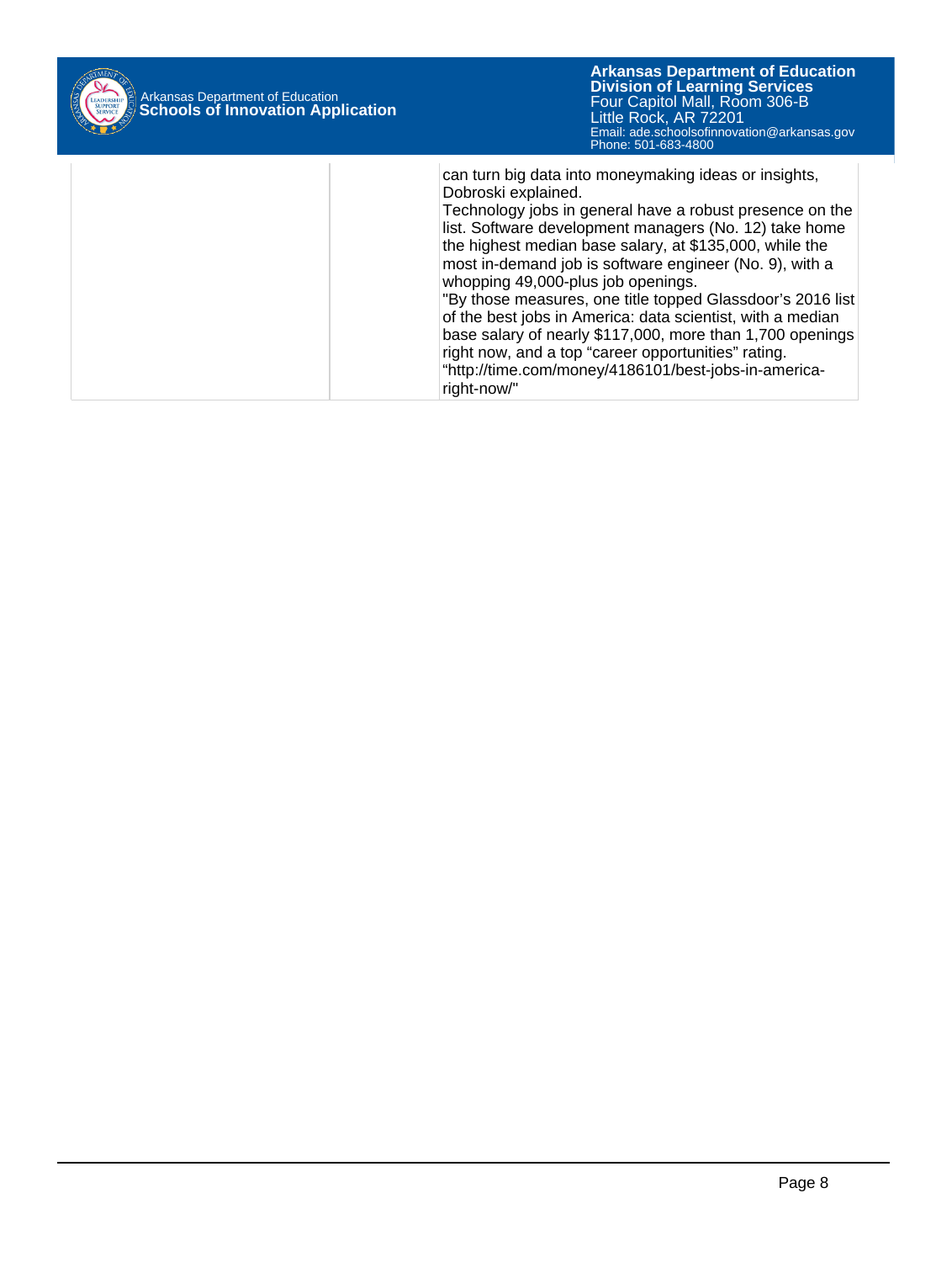| | | |
|---|---|---|
| | | can turn big data into moneymaking ideas or insights, Dobroski explained.<br>Technology jobs in general have a robust presence on the list. Software development managers (No. 12) take home the highest median base salary, at $135,000, while the most in-demand job is software engineer (No. 9), with a whopping 49,000-plus job openings.<br>"By those measures, one title topped Glassdoor's 2016 list of the best jobs in America: data scientist, with a median base salary of nearly $117,000, more than 1,700 openings right now, and a top "career opportunities" rating. "http://time.com/money/4186101/best-jobs-in-america-right-now/" |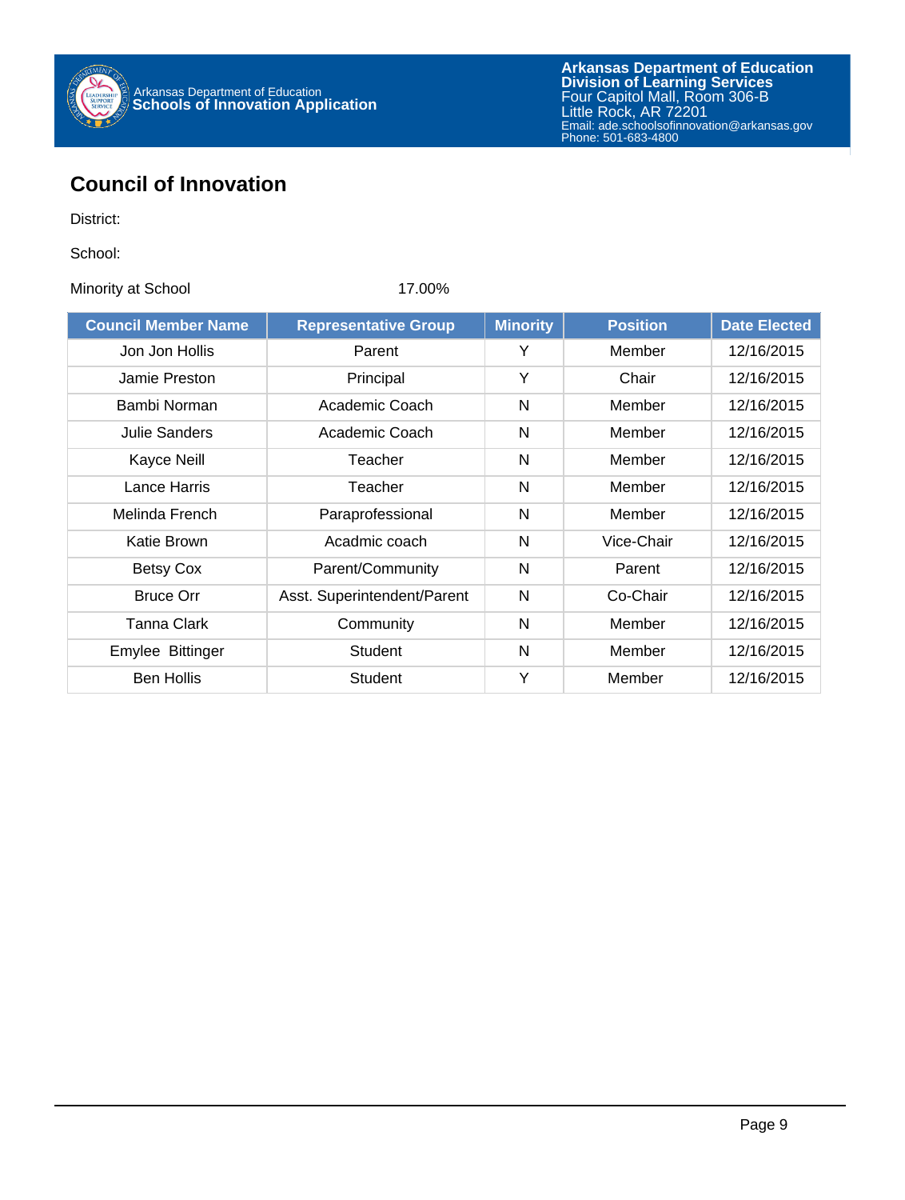## Council of Innovation

District:

School:

Minority at School 17.00%

| Council Member Name | Representative Group | Minority | Position | Date Elected |
|---|---|---|---|---|
| Jon Jon Hollis | Parent | Y | Member | 12/16/2015 |
| Jamie Preston | Principal | Y | Chair | 12/16/2015 |
| Bambi Norman | Academic Coach | N | Member | 12/16/2015 |
| Julie Sanders | Academic Coach | N | Member | 12/16/2015 |
| Kayce Neill | Teacher | N | Member | 12/16/2015 |
| Lance Harris | Teacher | N | Member | 12/16/2015 |
| Melinda French | Paraprofessional | N | Member | 12/16/2015 |
| Katie Brown | Acadmic coach | N | Vice-Chair | 12/16/2015 |
| Betsy Cox | Parent/Community | N | Parent | 12/16/2015 |
| Bruce Orr | Asst. Superintendent/Parent | N | Co-Chair | 12/16/2015 |
| Tanna Clark | Community | N | Member | 12/16/2015 |
| Emylee Bittinger | Student | N | Member | 12/16/2015 |
| Ben Hollis | Student | Y | Member | 12/16/2015 |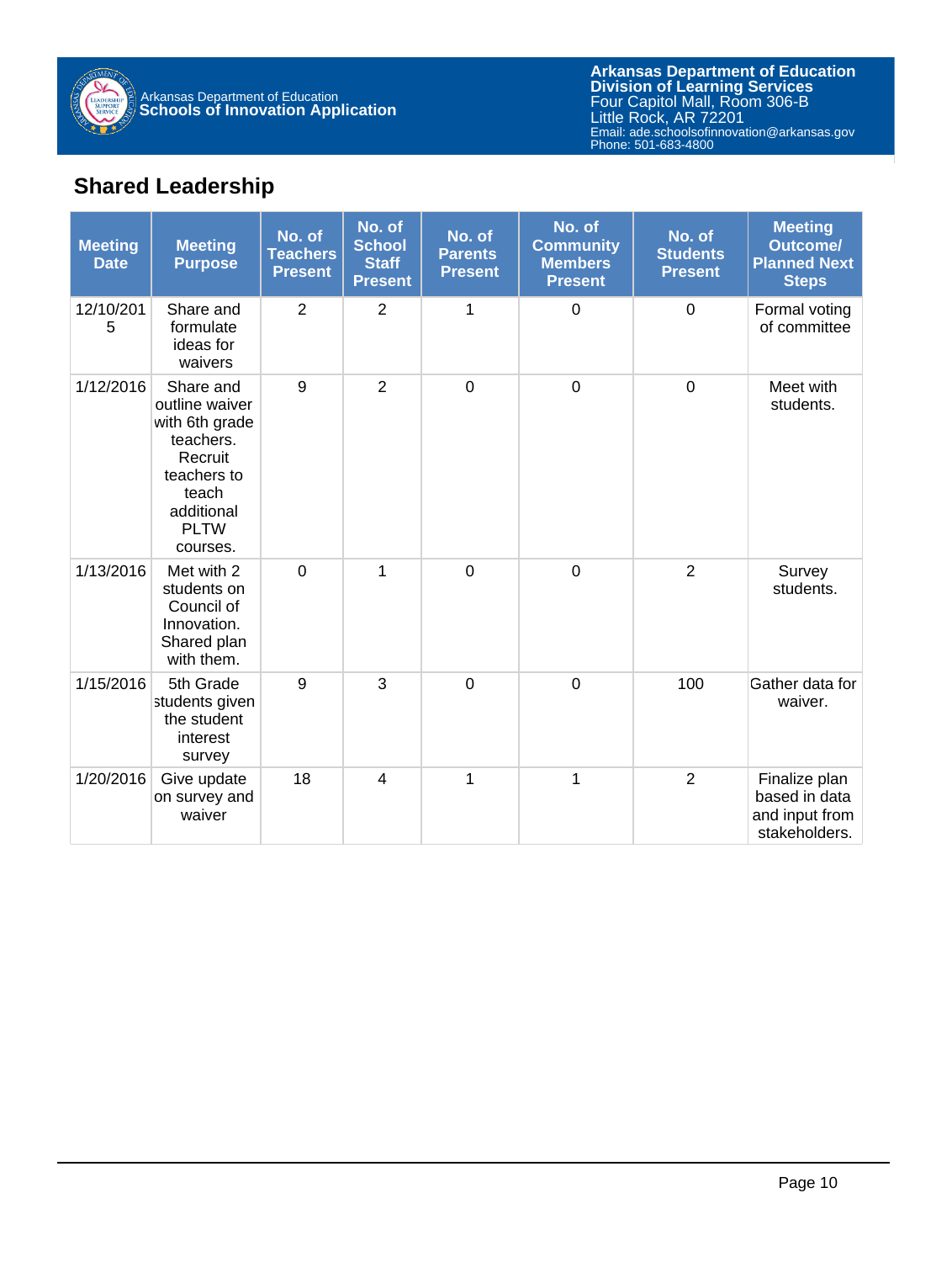## Shared Leadership

| Meeting Date | Meeting Purpose | No. of Teachers Present | No. of School Staff Present | No. of Parents Present | No. of Community Members Present | No. of Students Present | Meeting Outcome/ Planned Next Steps |
|---|---|---|---|---|---|---|---|
| 12/10/2015 | Share and formulate ideas for waivers | 2 | 2 | 1 | 0 | 0 | Formal voting of committee |
| 1/12/2016 | Share and outline waiver with 6th grade teachers. Recruit teachers to teach additional PLTW courses. | 9 | 2 | 0 | 0 | 0 | Meet with students. |
| 1/13/2016 | Met with 2 students on Council of Innovation. Shared plan with them. | 0 | 1 | 0 | 0 | 2 | Survey students. |
| 1/15/2016 | 5th Grade students given the student interest survey | 9 | 3 | 0 | 0 | 100 | Gather data for waiver. |
| 1/20/2016 | Give update on survey and waiver | 18 | 4 | 1 | 1 | 2 | Finalize plan based in data and input from stakeholders. |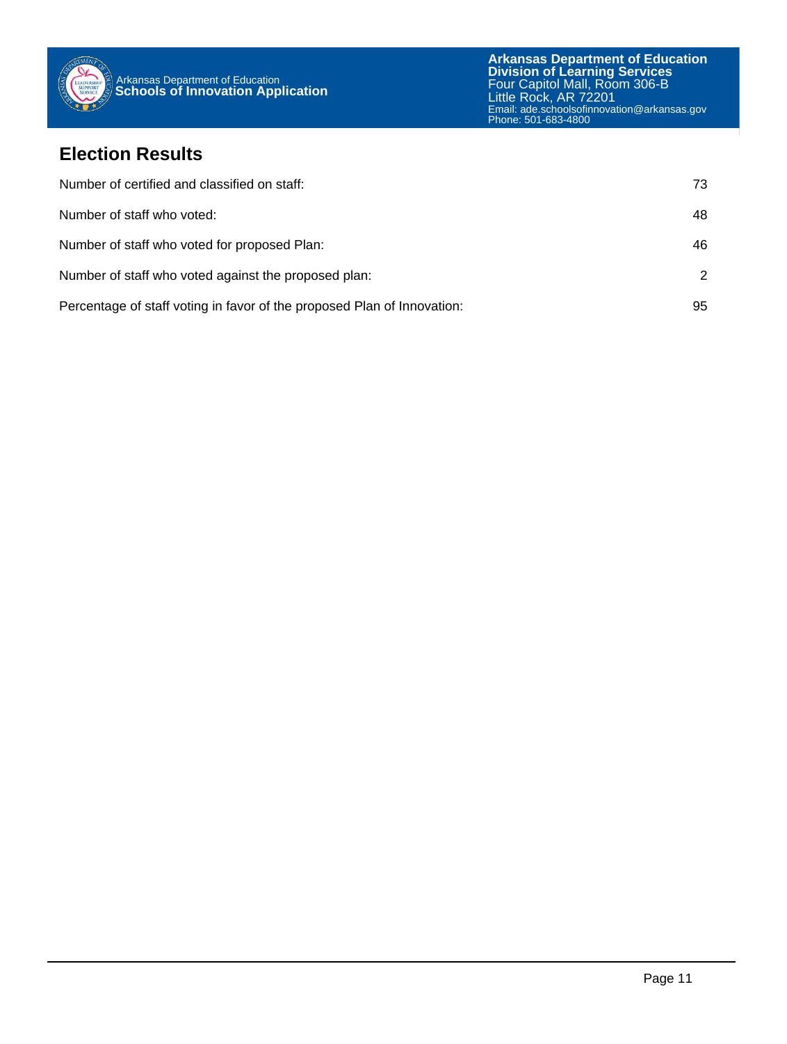## Election Results

| | |
|---|---|
| Number of certified and classified on staff: | 73 |
| Number of staff who voted: | 48 |
| Number of staff who voted for proposed Plan: | 46 |
| Number of staff who voted against the proposed plan: | 2 |
| Percentage of staff voting in favor of the proposed Plan of Innovation: | 95 |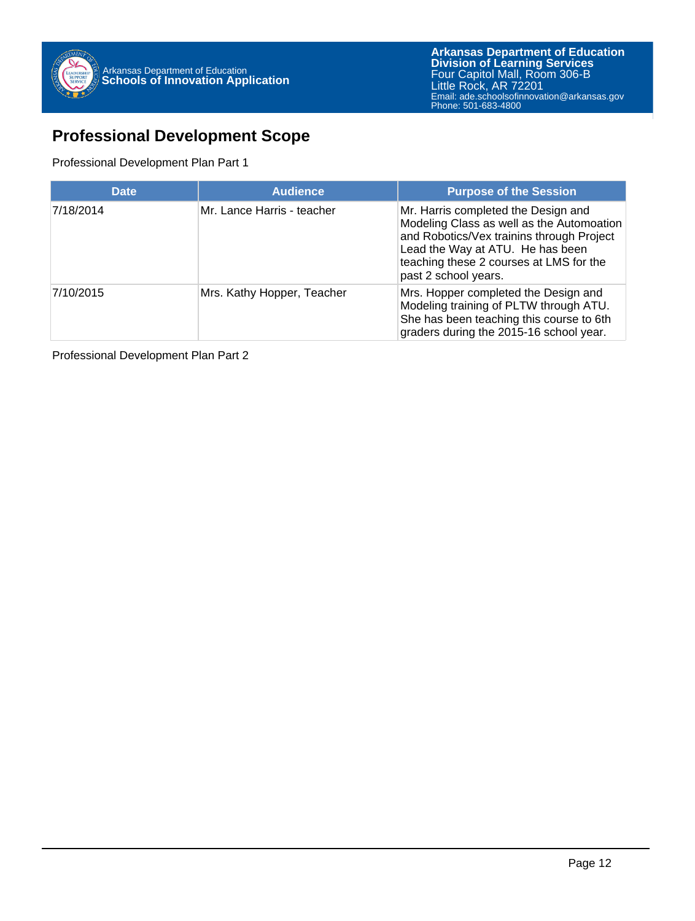## Professional Development Scope

Professional Development Plan Part 1

| Date | Audience | Purpose of the Session |
| --- | --- | --- |
| 7/18/2014 | Mr. Lance Harris - teacher | Mr. Harris completed the Design and Modeling Class as well as the Automoation and Robotics/Vex trainins through Project Lead the Way at ATU. He has been teaching these 2 courses at LMS for the past 2 school years. |
| 7/10/2015 | Mrs. Kathy Hopper, Teacher | Mrs. Hopper completed the Design and Modeling training of PLTW through ATU. She has been teaching this course to 6th graders during the 2015-16 school year. |

Professional Development Plan Part 2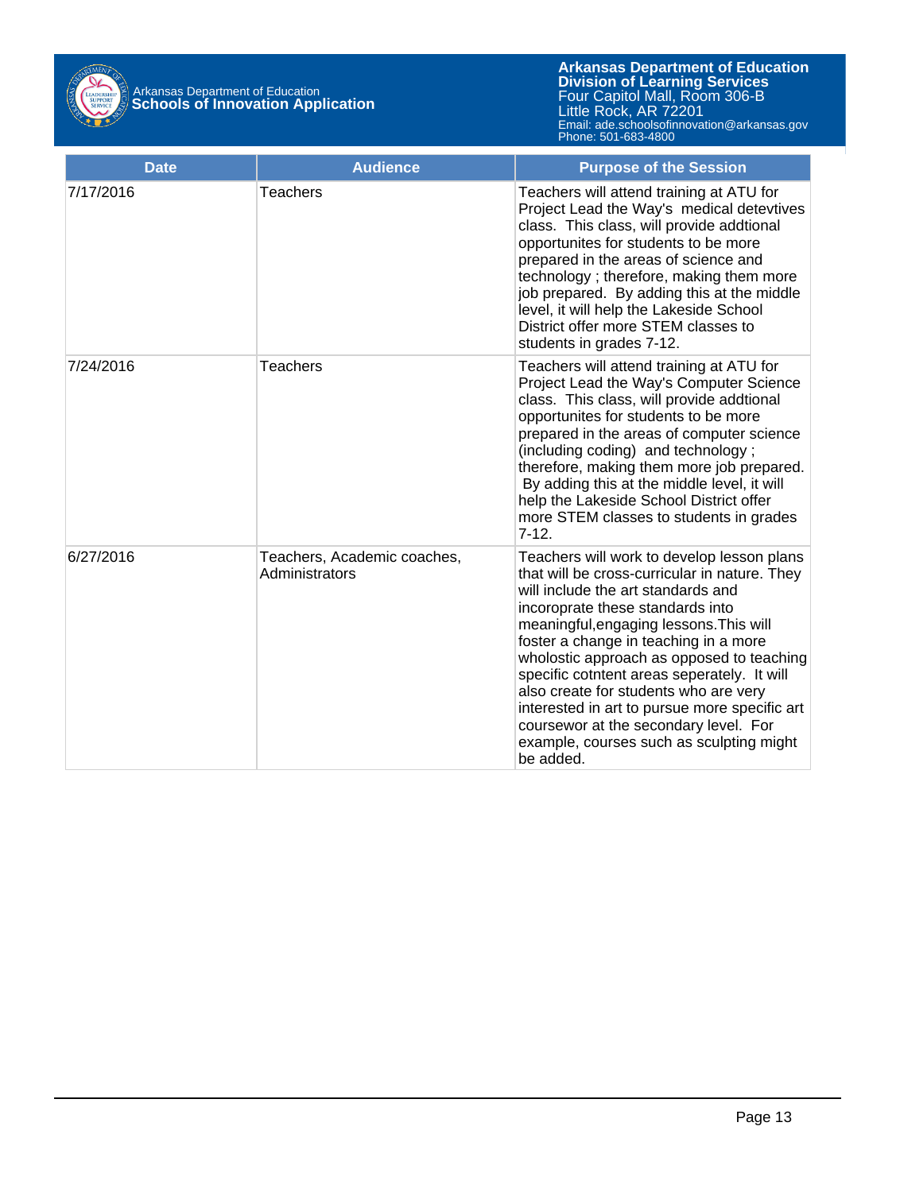| Date | Audience | Purpose of the Session |
| --- | --- | --- |
| 7/17/2016 | Teachers | Teachers will attend training at ATU for Project Lead the Way's medical detevtives class. This class, will provide addtional opportunites for students to be more prepared in the areas of science and technology ; therefore, making them more job prepared. By adding this at the middle level, it will help the Lakeside School District offer more STEM classes to students in grades 7-12. |
| 7/24/2016 | Teachers | Teachers will attend training at ATU for Project Lead the Way's Computer Science class. This class, will provide addtional opportunites for students to be more prepared in the areas of computer science (including coding) and technology ; therefore, making them more job prepared. By adding this at the middle level, it will help the Lakeside School District offer more STEM classes to students in grades 7-12. |
| 6/27/2016 | Teachers, Academic coaches, Administrators | Teachers will work to develop lesson plans that will be cross-curricular in nature. They will include the art standards and incoroprate these standards into meaningful,engaging lessons.This will foster a change in teaching in a more wholostic approach as opposed to teaching specific cotntent areas seperately. It will also create for students who are very interested in art to pursue more specific art coursewor at the secondary level. For example, courses such as sculpting might be added. |